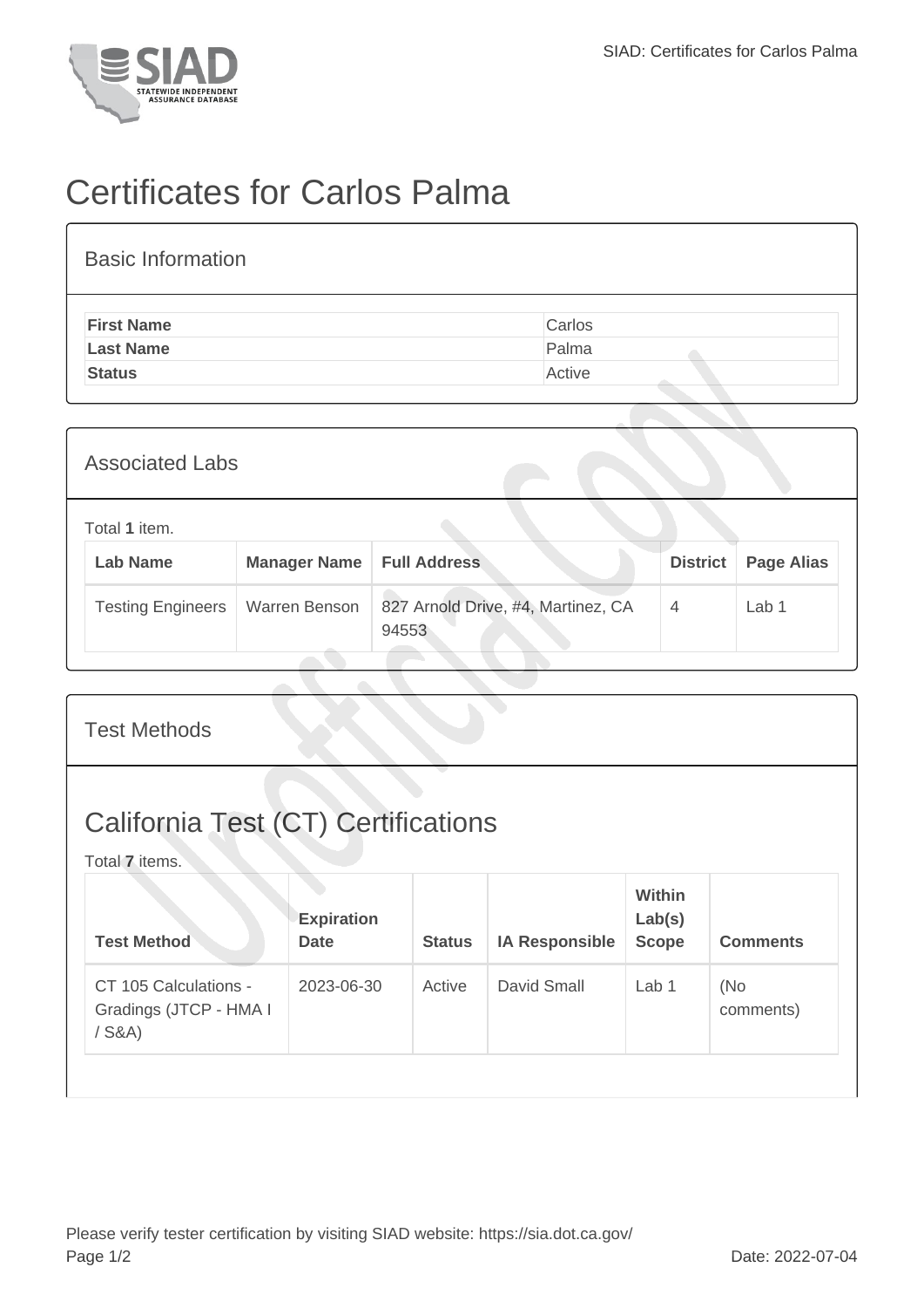# Certificates for Carlos Palma

## Basic Information

| | |
|---|---|
| **First Name** | Carlos |
| **Last Name** | Palma |
| **Status** | Active |

## Associated Labs

Total **1** item.

| Lab Name | Manager Name | Full Address | District | Page Alias |
|---|---|---|---|---|
| Testing Engineers | Warren Benson | 827 Arnold Drive, #4, Martinez, CA 94553 | 4 | Lab 1 |

## Test Methods

## California Test (CT) Certifications

Total **7** items.

| Test Method | Expiration Date | Status | IA Responsible | Within Lab(s) Scope | Comments |
|---|---|---|---|---|---|
| CT 105 Calculations - Gradings (JTCP - HMA I / S&A) | 2023-06-30 | Active | David Small | Lab 1 | (No comments) |

Please verify tester certification by visiting SIAD website: https://sia.dot.ca.gov/

Date: 2022-07-04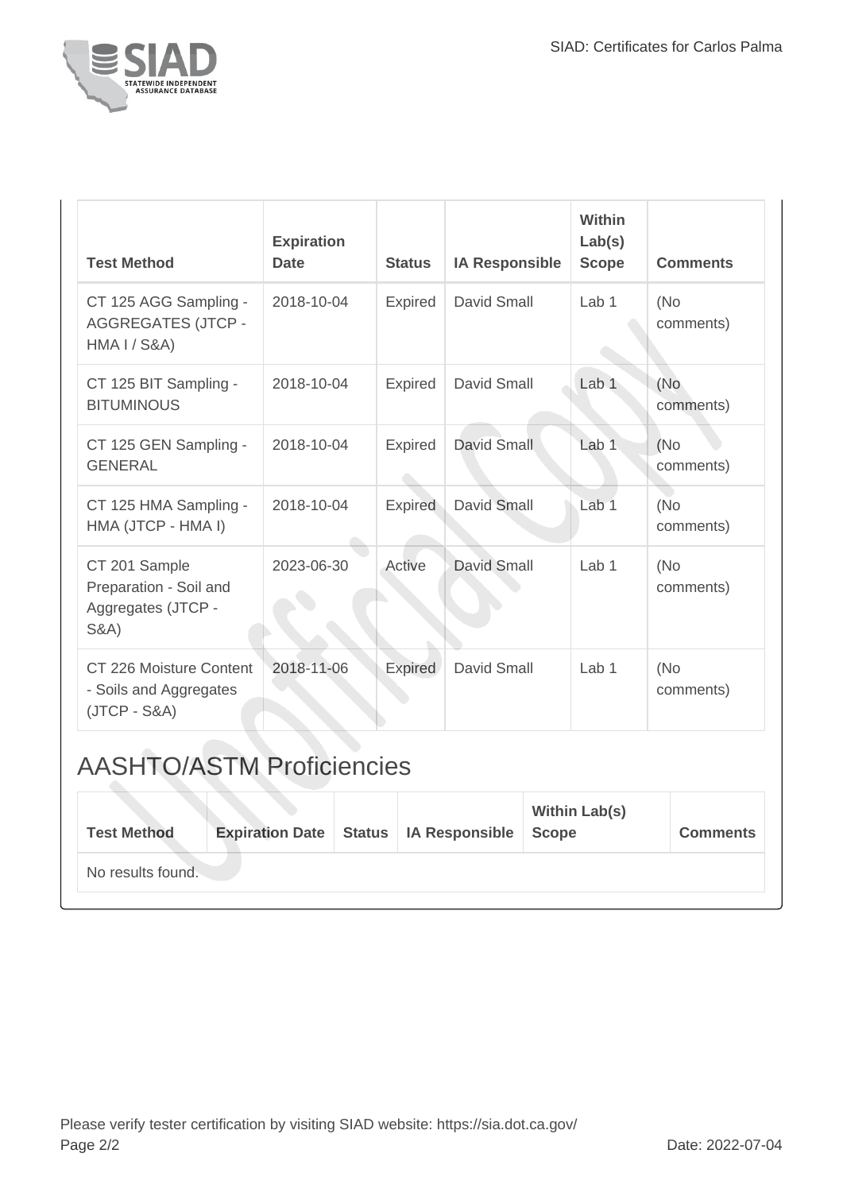| Test Method | Expiration Date | Status | IA Responsible | Within Lab(s) Scope | Comments |
| --- | --- | --- | --- | --- | --- |
| CT 125 AGG Sampling - AGGREGATES (JTCP - HMA I / S&A) | 2018-10-04 | Expired | David Small | Lab 1 | (No comments) |
| CT 125 BIT Sampling - BITUMINOUS | 2018-10-04 | Expired | David Small | Lab 1 | (No comments) |
| CT 125 GEN Sampling - GENERAL | 2018-10-04 | Expired | David Small | Lab 1 | (No comments) |
| CT 125 HMA Sampling - HMA (JTCP - HMA I) | 2018-10-04 | Expired | David Small | Lab 1 | (No comments) |
| CT 201 Sample Preparation - Soil and Aggregates (JTCP - S&A) | 2023-06-30 | Active | David Small | Lab 1 | (No comments) |
| CT 226 Moisture Content - Soils and Aggregates (JTCP - S&A) | 2018-11-06 | Expired | David Small | Lab 1 | (No comments) |

## AASHTO/ASTM Proficiencies

| Test Method | Expiration Date | Status | IA Responsible | Within Lab(s) Scope | Comments |
| --- | --- | --- | --- | --- | --- |
| No results found. | | | | | |

Please verify tester certification by visiting SIAD website: https://sia.dot.ca.gov/

Date: 2022-07-04